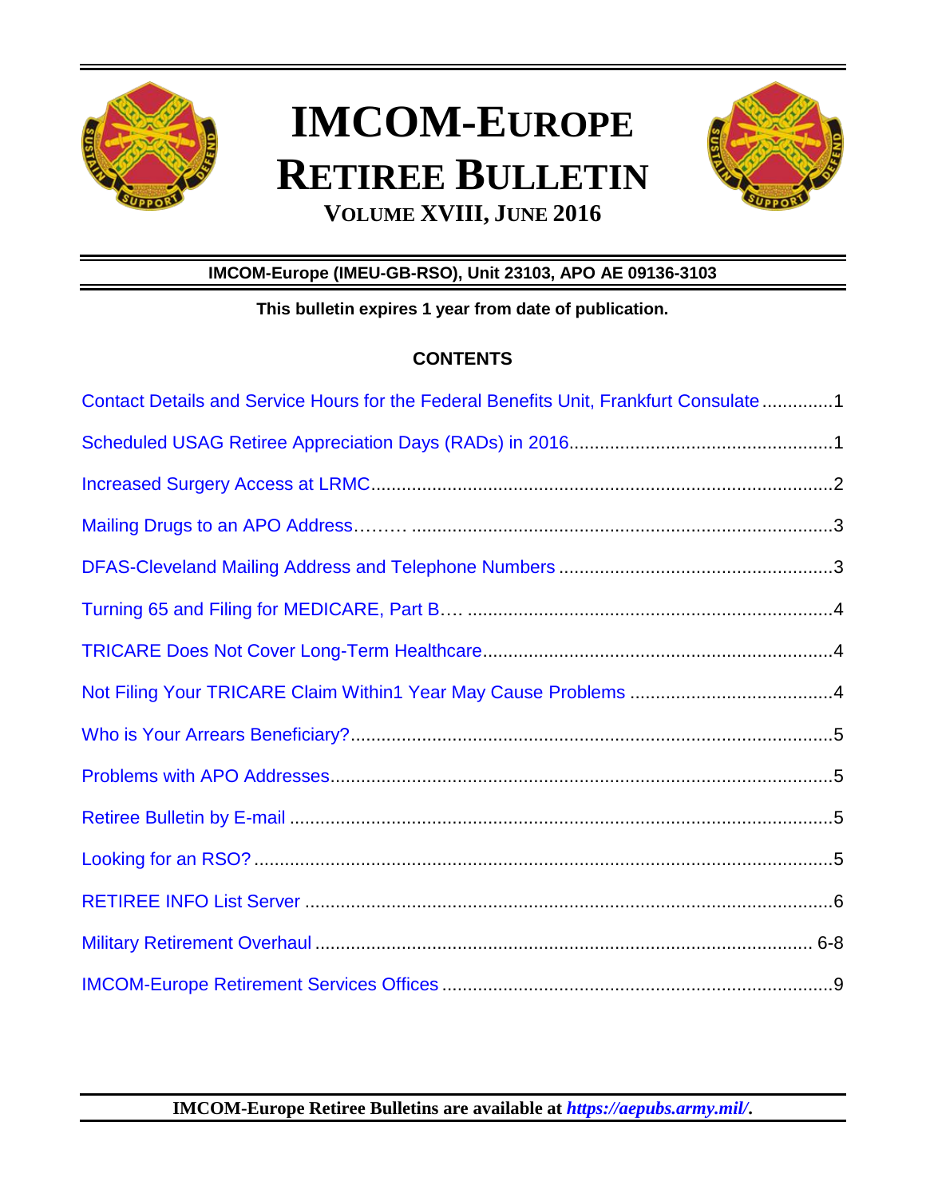# IMCOM-EUROPE RETIREE BULLETIN

## VOLUME XVIII, JUNE 2016

**IMCOM-Europe (IMEU-GB-RSO), Unit 23103, APO AE 09136-3103**

**This bulletin expires 1 year from date of publication.**

## CONTENTS

Contact Details and Service Hours for the Federal Benefits Unit, Frankfurt Consulate .............1

Scheduled USAG Retiree Appreciation Days (RADs) in 2016....................................................1

Increased Surgery Access at LRMC..........................................................................................2

Mailing Drugs to an APO Address……… ..................................................................................3

DFAS-Cleveland Mailing Address and Telephone Numbers ......................................................3

Turning 65 and Filing for MEDICARE, Part B…. ........................................................................4

TRICARE Does Not Cover Long-Term Healthcare.....................................................................4

Not Filing Your TRICARE Claim Within1 Year May Cause Problems ........................................4

Who is Your Arrears Beneficiary?...............................................................................................5

Problems with APO Addresses...................................................................................................5

Retiree Bulletin by E-mail ...........................................................................................................5

Looking for an RSO?..................................................................................................................5

RETIREE INFO List Server ........................................................................................................6

Military Retirement Overhaul ................................................................................................. 6-8

IMCOM-Europe Retirement Services Offices .............................................................................9

**IMCOM-Europe Retiree Bulletins are available at *https://aepubs.army.mil/*.**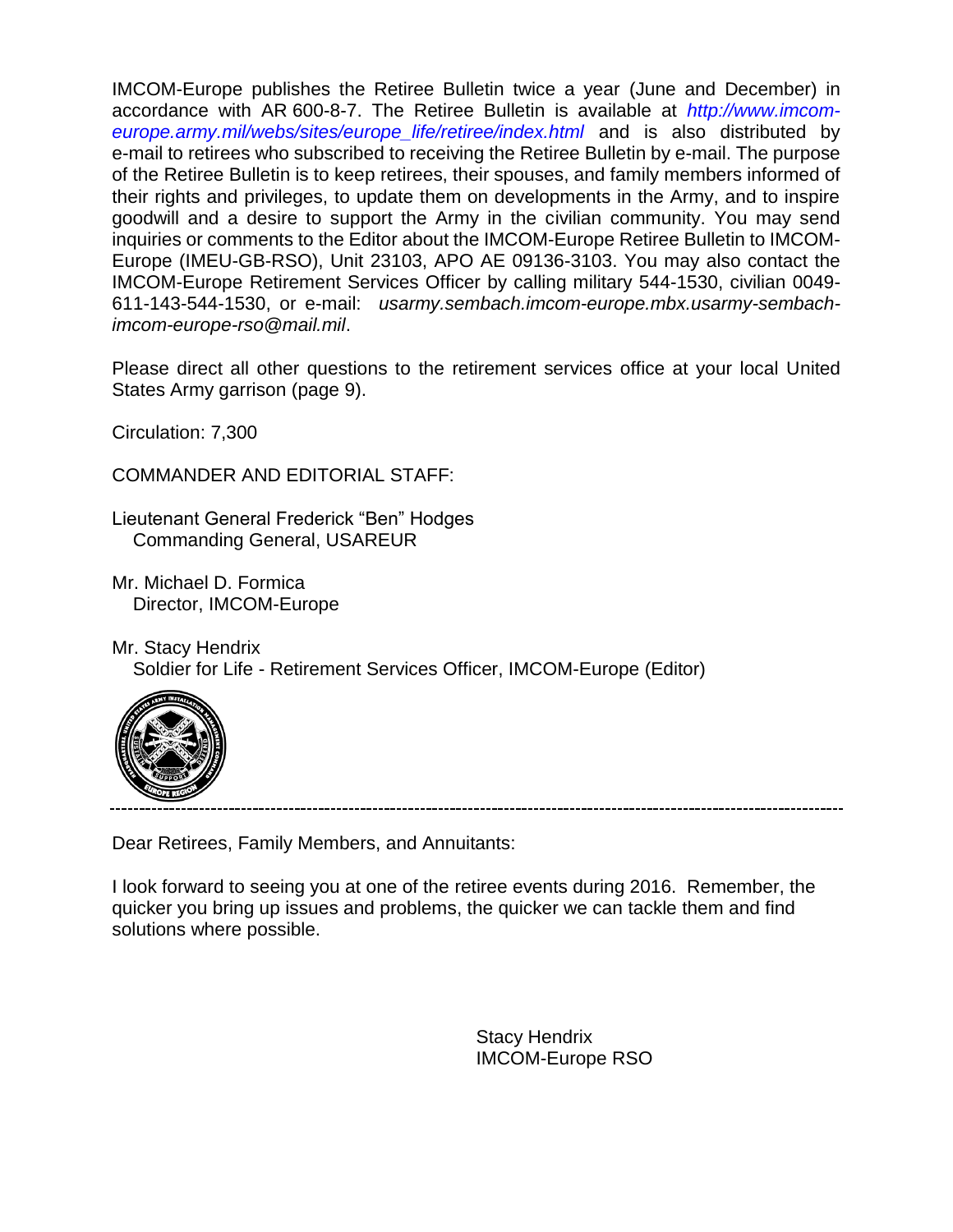IMCOM-Europe publishes the Retiree Bulletin twice a year (June and December) in accordance with AR 600-8-7. The Retiree Bulletin is available at *http://www.imcom-europe.army.mil/webs/sites/europe_life/retiree/index.html* and is also distributed by e-mail to retirees who subscribed to receiving the Retiree Bulletin by e-mail. The purpose of the Retiree Bulletin is to keep retirees, their spouses, and family members informed of their rights and privileges, to update them on developments in the Army, and to inspire goodwill and a desire to support the Army in the civilian community. You may send inquiries or comments to the Editor about the IMCOM-Europe Retiree Bulletin to IMCOM-Europe (IMEU-GB-RSO), Unit 23103, APO AE 09136-3103. You may also contact the IMCOM-Europe Retirement Services Officer by calling military 544-1530, civilian 0049-611-143-544-1530, or e-mail: *usarmy.sembach.imcom-europe.mbx.usarmy-sembach-imcom-europe-rso@mail.mil*.

Please direct all other questions to the retirement services office at your local United States Army garrison (page 9).

Circulation: 7,300

COMMANDER AND EDITORIAL STAFF:

Lieutenant General Frederick "Ben" Hodges
Commanding General, USAREUR

Mr. Michael D. Formica
Director, IMCOM-Europe

Mr. Stacy Hendrix
Soldier for Life - Retirement Services Officer, IMCOM-Europe (Editor)

---

Dear Retirees, Family Members, and Annuitants:

I look forward to seeing you at one of the retiree events during 2016. Remember, the quicker you bring up issues and problems, the quicker we can tackle them and find solutions where possible.

Stacy Hendrix
IMCOM-Europe RSO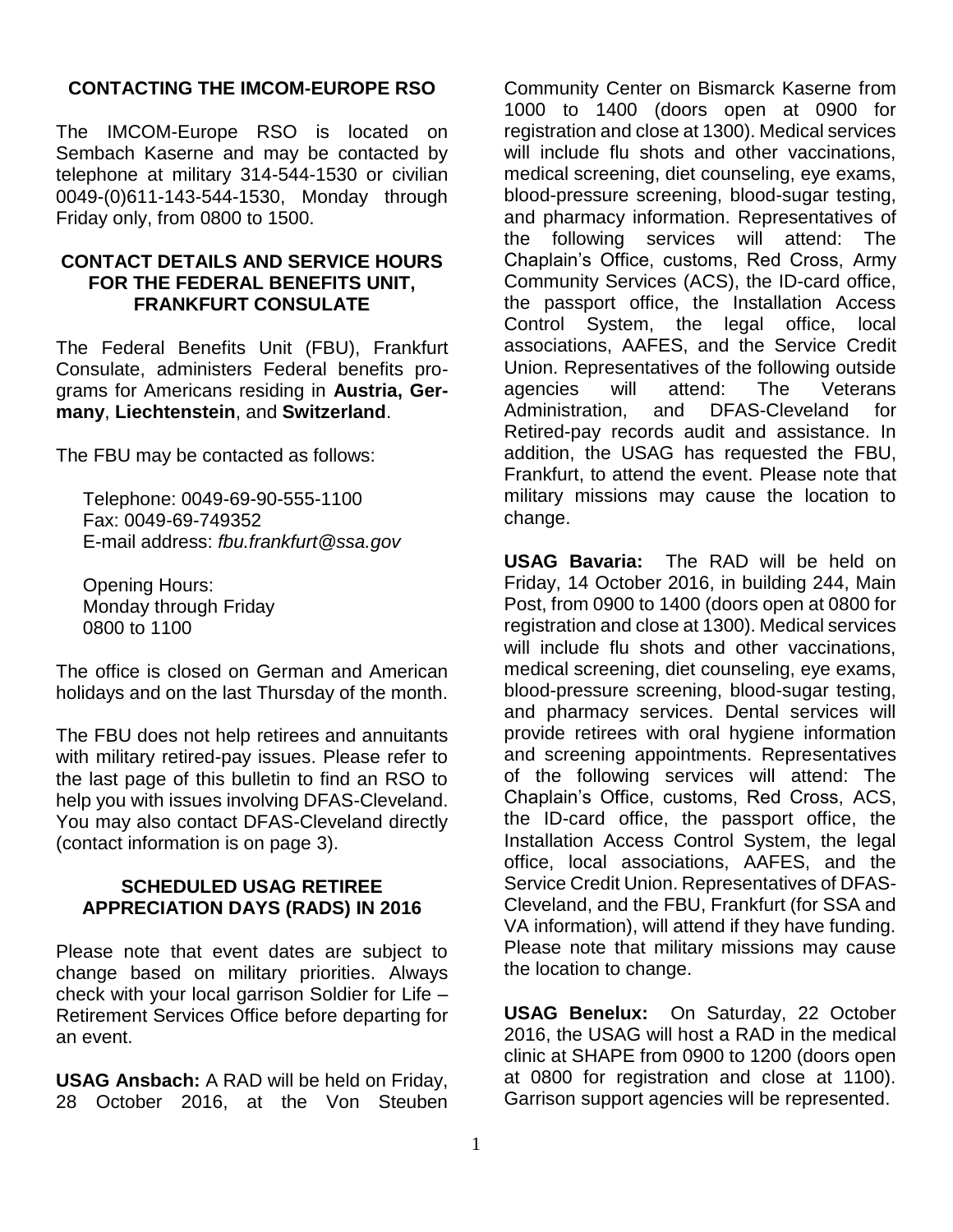## CONTACTING THE IMCOM-EUROPE RSO

The IMCOM-Europe RSO is located on Sembach Kaserne and may be contacted by telephone at military 314-544-1530 or civilian 0049-(0)611-143-544-1530, Monday through Friday only, from 0800 to 1500.

## CONTACT DETAILS AND SERVICE HOURS FOR THE FEDERAL BENEFITS UNIT, FRANKFURT CONSULATE

The Federal Benefits Unit (FBU), Frankfurt Consulate, administers Federal benefits programs for Americans residing in **Austria, Germany**, **Liechtenstein**, and **Switzerland**.

The FBU may be contacted as follows:

Telephone: 0049-69-90-555-1100
Fax: 0049-69-749352
E-mail address: *fbu.frankfurt@ssa.gov*

Opening Hours:
Monday through Friday
0800 to 1100

The office is closed on German and American holidays and on the last Thursday of the month.

The FBU does not help retirees and annuitants with military retired-pay issues. Please refer to the last page of this bulletin to find an RSO to help you with issues involving DFAS-Cleveland. You may also contact DFAS-Cleveland directly (contact information is on page 3).

## SCHEDULED USAG RETIREE APPRECIATION DAYS (RADS) IN 2016

Please note that event dates are subject to change based on military priorities. Always check with your local garrison Soldier for Life – Retirement Services Office before departing for an event.

**USAG Ansbach:** A RAD will be held on Friday, 28 October 2016, at the Von Steuben Community Center on Bismarck Kaserne from 1000 to 1400 (doors open at 0900 for registration and close at 1300). Medical services will include flu shots and other vaccinations, medical screening, diet counseling, eye exams, blood-pressure screening, blood-sugar testing, and pharmacy information. Representatives of the following services will attend: The Chaplain's Office, customs, Red Cross, Army Community Services (ACS), the ID-card office, the passport office, the Installation Access Control System, the legal office, local associations, AAFES, and the Service Credit Union. Representatives of the following outside agencies will attend: The Veterans Administration, and DFAS-Cleveland for Retired-pay records audit and assistance. In addition, the USAG has requested the FBU, Frankfurt, to attend the event. Please note that military missions may cause the location to change.

**USAG Bavaria:** The RAD will be held on Friday, 14 October 2016, in building 244, Main Post, from 0900 to 1400 (doors open at 0800 for registration and close at 1300). Medical services will include flu shots and other vaccinations, medical screening, diet counseling, eye exams, blood-pressure screening, blood-sugar testing, and pharmacy services. Dental services will provide retirees with oral hygiene information and screening appointments. Representatives of the following services will attend: The Chaplain's Office, customs, Red Cross, ACS, the ID-card office, the passport office, the Installation Access Control System, the legal office, local associations, AAFES, and the Service Credit Union. Representatives of DFAS-Cleveland, and the FBU, Frankfurt (for SSA and VA information), will attend if they have funding. Please note that military missions may cause the location to change.

**USAG Benelux:** On Saturday, 22 October 2016, the USAG will host a RAD in the medical clinic at SHAPE from 0900 to 1200 (doors open at 0800 for registration and close at 1100). Garrison support agencies will be represented.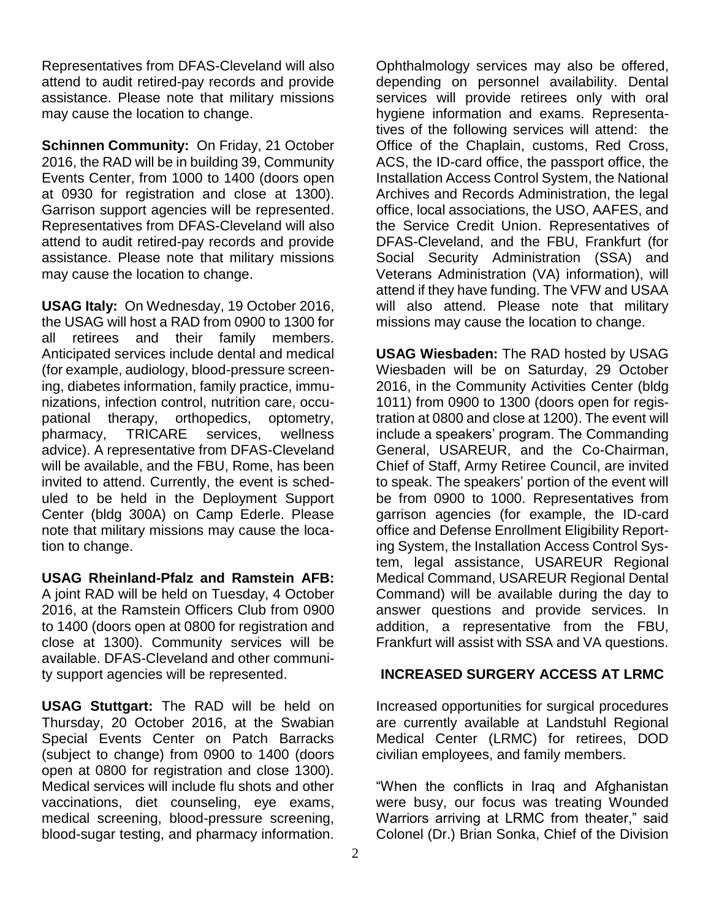Representatives from DFAS-Cleveland will also attend to audit retired-pay records and provide assistance. Please note that military missions may cause the location to change.

**Schinnen Community:** On Friday, 21 October 2016, the RAD will be in building 39, Community Events Center, from 1000 to 1400 (doors open at 0930 for registration and close at 1300). Garrison support agencies will be represented. Representatives from DFAS-Cleveland will also attend to audit retired-pay records and provide assistance. Please note that military missions may cause the location to change.

**USAG Italy:** On Wednesday, 19 October 2016, the USAG will host a RAD from 0900 to 1300 for all retirees and their family members. Anticipated services include dental and medical (for example, audiology, blood-pressure screening, diabetes information, family practice, immunizations, infection control, nutrition care, occupational therapy, orthopedics, optometry, pharmacy, TRICARE services, wellness advice). A representative from DFAS-Cleveland will be available, and the FBU, Rome, has been invited to attend. Currently, the event is scheduled to be held in the Deployment Support Center (bldg 300A) on Camp Ederle. Please note that military missions may cause the location to change.

**USAG Rheinland-Pfalz and Ramstein AFB:** A joint RAD will be held on Tuesday, 4 October 2016, at the Ramstein Officers Club from 0900 to 1400 (doors open at 0800 for registration and close at 1300). Community services will be available. DFAS-Cleveland and other community support agencies will be represented.

**USAG Stuttgart:** The RAD will be held on Thursday, 20 October 2016, at the Swabian Special Events Center on Patch Barracks (subject to change) from 0900 to 1400 (doors open at 0800 for registration and close 1300). Medical services will include flu shots and other vaccinations, diet counseling, eye exams, medical screening, blood-pressure screening, blood-sugar testing, and pharmacy information. Ophthalmology services may also be offered, depending on personnel availability. Dental services will provide retirees only with oral hygiene information and exams. Representatives of the following services will attend: the Office of the Chaplain, customs, Red Cross, ACS, the ID-card office, the passport office, the Installation Access Control System, the National Archives and Records Administration, the legal office, local associations, the USO, AAFES, and the Service Credit Union. Representatives of DFAS-Cleveland, and the FBU, Frankfurt (for Social Security Administration (SSA) and Veterans Administration (VA) information), will attend if they have funding. The VFW and USAA will also attend. Please note that military missions may cause the location to change.

**USAG Wiesbaden:** The RAD hosted by USAG Wiesbaden will be on Saturday, 29 October 2016, in the Community Activities Center (bldg 1011) from 0900 to 1300 (doors open for registration at 0800 and close at 1200). The event will include a speakers' program. The Commanding General, USAREUR, and the Co-Chairman, Chief of Staff, Army Retiree Council, are invited to speak. The speakers' portion of the event will be from 0900 to 1000. Representatives from garrison agencies (for example, the ID-card office and Defense Enrollment Eligibility Reporting System, the Installation Access Control System, legal assistance, USAREUR Regional Medical Command, USAREUR Regional Dental Command) will be available during the day to answer questions and provide services. In addition, a representative from the FBU, Frankfurt will assist with SSA and VA questions.

## INCREASED SURGERY ACCESS AT LRMC

Increased opportunities for surgical procedures are currently available at Landstuhl Regional Medical Center (LRMC) for retirees, DOD civilian employees, and family members.

"When the conflicts in Iraq and Afghanistan were busy, our focus was treating Wounded Warriors arriving at LRMC from theater," said Colonel (Dr.) Brian Sonka, Chief of the Division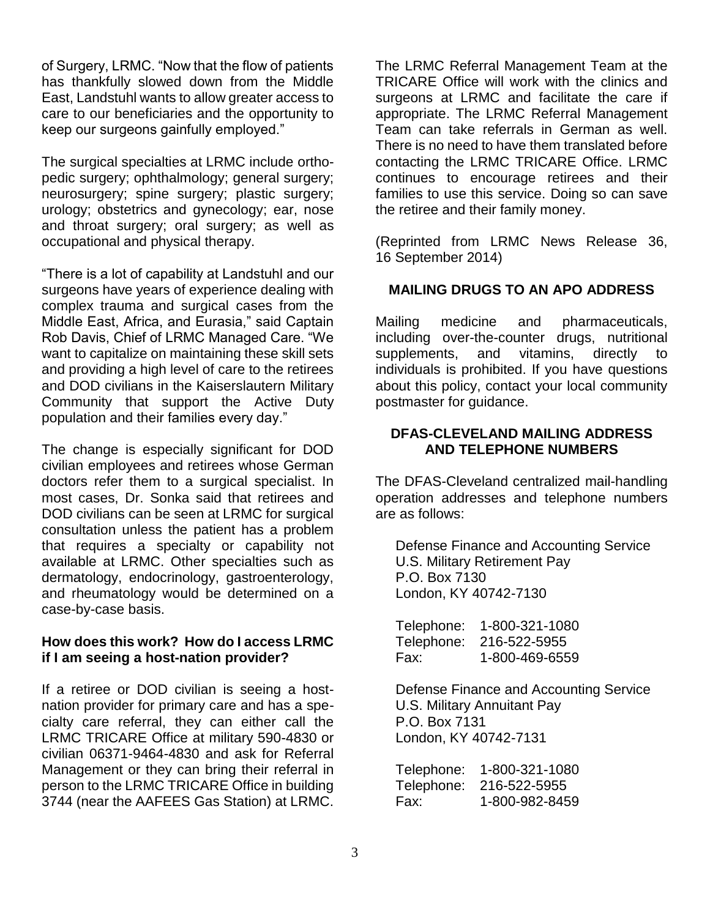of Surgery, LRMC. "Now that the flow of patients has thankfully slowed down from the Middle East, Landstuhl wants to allow greater access to care to our beneficiaries and the opportunity to keep our surgeons gainfully employed."

The surgical specialties at LRMC include orthopedic surgery; ophthalmology; general surgery; neurosurgery; spine surgery; plastic surgery; urology; obstetrics and gynecology; ear, nose and throat surgery; oral surgery; as well as occupational and physical therapy.

"There is a lot of capability at Landstuhl and our surgeons have years of experience dealing with complex trauma and surgical cases from the Middle East, Africa, and Eurasia," said Captain Rob Davis, Chief of LRMC Managed Care. "We want to capitalize on maintaining these skill sets and providing a high level of care to the retirees and DOD civilians in the Kaiserslautern Military Community that support the Active Duty population and their families every day."

The change is especially significant for DOD civilian employees and retirees whose German doctors refer them to a surgical specialist. In most cases, Dr. Sonka said that retirees and DOD civilians can be seen at LRMC for surgical consultation unless the patient has a problem that requires a specialty or capability not available at LRMC. Other specialties such as dermatology, endocrinology, gastroenterology, and rheumatology would be determined on a case-by-case basis.

**How does this work? How do I access LRMC if I am seeing a host-nation provider?**

If a retiree or DOD civilian is seeing a host-nation provider for primary care and has a specialty care referral, they can either call the LRMC TRICARE Office at military 590-4830 or civilian 06371-9464-4830 and ask for Referral Management or they can bring their referral in person to the LRMC TRICARE Office in building 3744 (near the AAFEES Gas Station) at LRMC. The LRMC Referral Management Team at the TRICARE Office will work with the clinics and surgeons at LRMC and facilitate the care if appropriate. The LRMC Referral Management Team can take referrals in German as well. There is no need to have them translated before contacting the LRMC TRICARE Office. LRMC continues to encourage retirees and their families to use this service. Doing so can save the retiree and their family money.

(Reprinted from LRMC News Release 36, 16 September 2014)

## MAILING DRUGS TO AN APO ADDRESS

Mailing medicine and pharmaceuticals, including over-the-counter drugs, nutritional supplements, and vitamins, directly to individuals is prohibited. If you have questions about this policy, contact your local community postmaster for guidance.

## DFAS-CLEVELAND MAILING ADDRESS AND TELEPHONE NUMBERS

The DFAS-Cleveland centralized mail-handling operation addresses and telephone numbers are as follows:

Defense Finance and Accounting Service
U.S. Military Retirement Pay
P.O. Box 7130
London, KY 40742-7130

Telephone: 1-800-321-1080
Telephone: 216-522-5955
Fax: 1-800-469-6559

Defense Finance and Accounting Service
U.S. Military Annuitant Pay
P.O. Box 7131
London, KY 40742-7131

Telephone: 1-800-321-1080
Telephone: 216-522-5955
Fax: 1-800-982-8459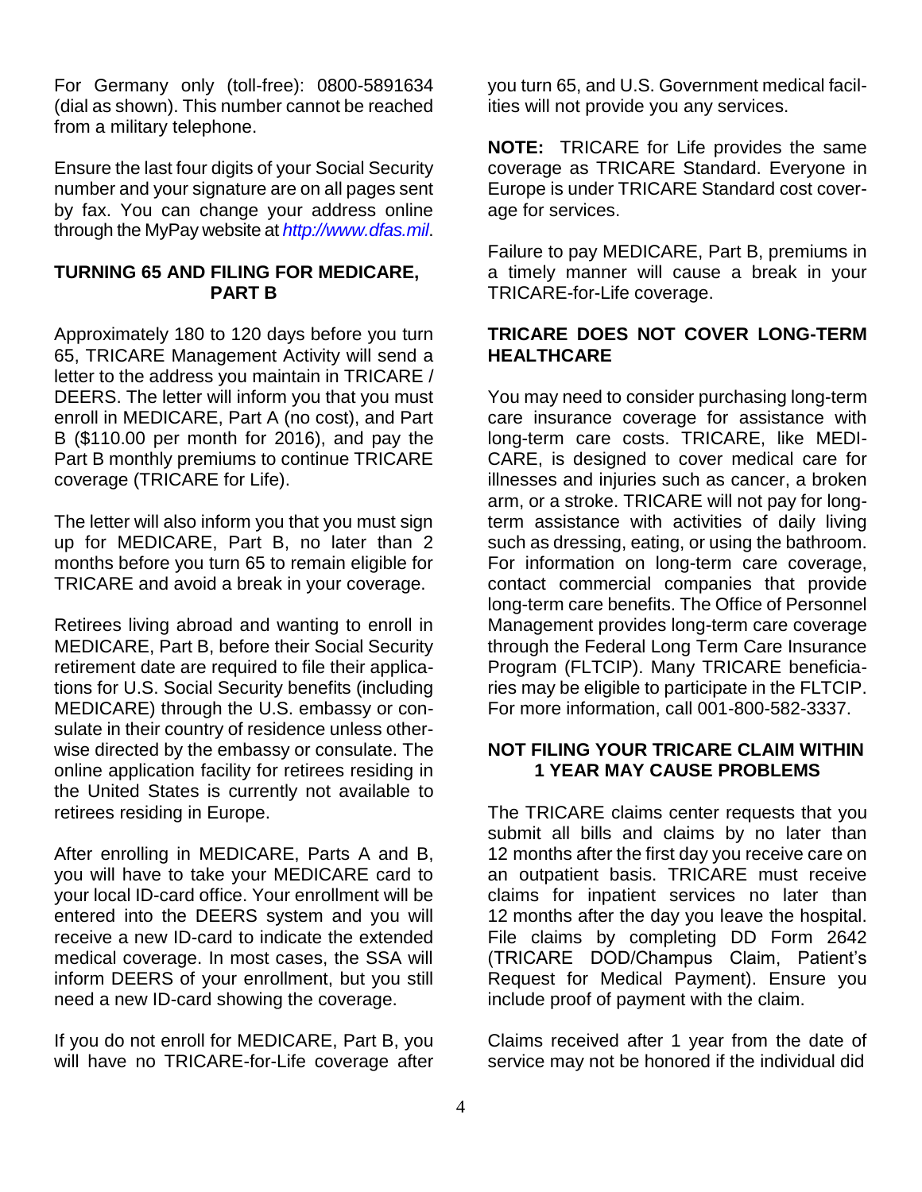For Germany only (toll-free): 0800-5891634 (dial as shown). This number cannot be reached from a military telephone.

Ensure the last four digits of your Social Security number and your signature are on all pages sent by fax. You can change your address online through the MyPay website at *http://www.dfas.mil*.

## TURNING 65 AND FILING FOR MEDICARE, PART B

Approximately 180 to 120 days before you turn 65, TRICARE Management Activity will send a letter to the address you maintain in TRICARE / DEERS. The letter will inform you that you must enroll in MEDICARE, Part A (no cost), and Part B ($110.00 per month for 2016), and pay the Part B monthly premiums to continue TRICARE coverage (TRICARE for Life).

The letter will also inform you that you must sign up for MEDICARE, Part B, no later than 2 months before you turn 65 to remain eligible for TRICARE and avoid a break in your coverage.

Retirees living abroad and wanting to enroll in MEDICARE, Part B, before their Social Security retirement date are required to file their applications for U.S. Social Security benefits (including MEDICARE) through the U.S. embassy or consulate in their country of residence unless otherwise directed by the embassy or consulate. The online application facility for retirees residing in the United States is currently not available to retirees residing in Europe.

After enrolling in MEDICARE, Parts A and B, you will have to take your MEDICARE card to your local ID-card office. Your enrollment will be entered into the DEERS system and you will receive a new ID-card to indicate the extended medical coverage. In most cases, the SSA will inform DEERS of your enrollment, but you still need a new ID-card showing the coverage.

If you do not enroll for MEDICARE, Part B, you will have no TRICARE-for-Life coverage after you turn 65, and U.S. Government medical facilities will not provide you any services.

**NOTE:** TRICARE for Life provides the same coverage as TRICARE Standard. Everyone in Europe is under TRICARE Standard cost coverage for services.

Failure to pay MEDICARE, Part B, premiums in a timely manner will cause a break in your TRICARE-for-Life coverage.

## TRICARE DOES NOT COVER LONG-TERM HEALTHCARE

You may need to consider purchasing long-term care insurance coverage for assistance with long-term care costs. TRICARE, like MEDICARE, is designed to cover medical care for illnesses and injuries such as cancer, a broken arm, or a stroke. TRICARE will not pay for long-term assistance with activities of daily living such as dressing, eating, or using the bathroom. For information on long-term care coverage, contact commercial companies that provide long-term care benefits. The Office of Personnel Management provides long-term care coverage through the Federal Long Term Care Insurance Program (FLTCIP). Many TRICARE beneficiaries may be eligible to participate in the FLTCIP. For more information, call 001-800-582-3337.

## NOT FILING YOUR TRICARE CLAIM WITHIN 1 YEAR MAY CAUSE PROBLEMS

The TRICARE claims center requests that you submit all bills and claims by no later than 12 months after the first day you receive care on an outpatient basis. TRICARE must receive claims for inpatient services no later than 12 months after the day you leave the hospital. File claims by completing DD Form 2642 (TRICARE DOD/Champus Claim, Patient's Request for Medical Payment). Ensure you include proof of payment with the claim.

Claims received after 1 year from the date of service may not be honored if the individual did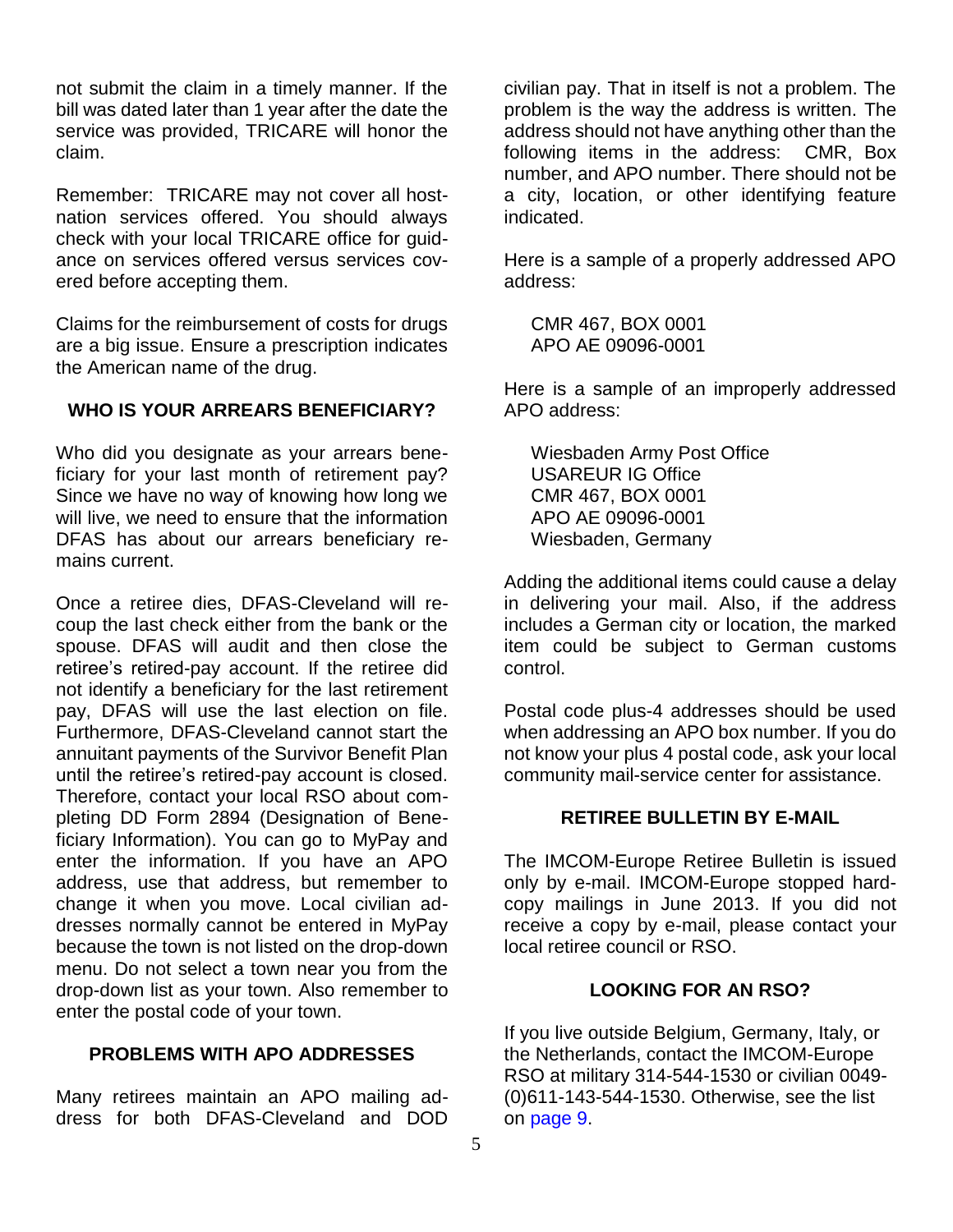not submit the claim in a timely manner. If the bill was dated later than 1 year after the date the service was provided, TRICARE will honor the claim.

Remember: TRICARE may not cover all host-nation services offered. You should always check with your local TRICARE office for guidance on services offered versus services covered before accepting them.

Claims for the reimbursement of costs for drugs are a big issue. Ensure a prescription indicates the American name of the drug.

## WHO IS YOUR ARREARS BENEFICIARY?

Who did you designate as your arrears beneficiary for your last month of retirement pay? Since we have no way of knowing how long we will live, we need to ensure that the information DFAS has about our arrears beneficiary remains current.

Once a retiree dies, DFAS-Cleveland will recoup the last check either from the bank or the spouse. DFAS will audit and then close the retiree's retired-pay account. If the retiree did not identify a beneficiary for the last retirement pay, DFAS will use the last election on file. Furthermore, DFAS-Cleveland cannot start the annuitant payments of the Survivor Benefit Plan until the retiree's retired-pay account is closed. Therefore, contact your local RSO about completing DD Form 2894 (Designation of Beneficiary Information). You can go to MyPay and enter the information. If you have an APO address, use that address, but remember to change it when you move. Local civilian addresses normally cannot be entered in MyPay because the town is not listed on the drop-down menu. Do not select a town near you from the drop-down list as your town. Also remember to enter the postal code of your town.

## PROBLEMS WITH APO ADDRESSES

Many retirees maintain an APO mailing address for both DFAS-Cleveland and DOD civilian pay. That in itself is not a problem. The problem is the way the address is written. The address should not have anything other than the following items in the address: CMR, Box number, and APO number. There should not be a city, location, or other identifying feature indicated.

Here is a sample of a properly addressed APO address:

CMR 467, BOX 0001
APO AE 09096-0001

Here is a sample of an improperly addressed APO address:

Wiesbaden Army Post Office
USAREUR IG Office
CMR 467, BOX 0001
APO AE 09096-0001
Wiesbaden, Germany

Adding the additional items could cause a delay in delivering your mail. Also, if the address includes a German city or location, the marked item could be subject to German customs control.

Postal code plus-4 addresses should be used when addressing an APO box number. If you do not know your plus 4 postal code, ask your local community mail-service center for assistance.

## RETIREE BULLETIN BY E-MAIL

The IMCOM-Europe Retiree Bulletin is issued only by e-mail. IMCOM-Europe stopped hard-copy mailings in June 2013. If you did not receive a copy by e-mail, please contact your local retiree council or RSO.

## LOOKING FOR AN RSO?

If you live outside Belgium, Germany, Italy, or the Netherlands, contact the IMCOM-Europe RSO at military 314-544-1530 or civilian 0049-(0)611-143-544-1530. Otherwise, see the list on page 9.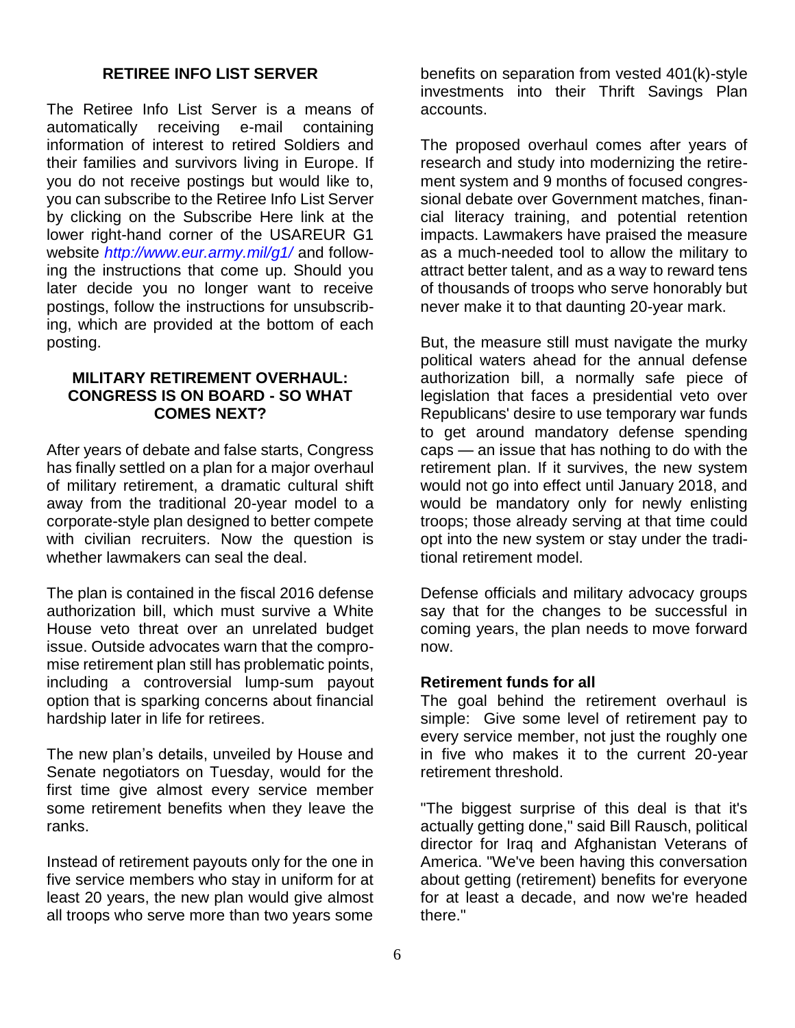## RETIREE INFO LIST SERVER

The Retiree Info List Server is a means of automatically receiving e-mail containing information of interest to retired Soldiers and their families and survivors living in Europe. If you do not receive postings but would like to, you can subscribe to the Retiree Info List Server by clicking on the Subscribe Here link at the lower right-hand corner of the USAREUR G1 website *http://www.eur.army.mil/g1/* and following the instructions that come up. Should you later decide you no longer want to receive postings, follow the instructions for unsubscribing, which are provided at the bottom of each posting.

## MILITARY RETIREMENT OVERHAUL: CONGRESS IS ON BOARD - SO WHAT COMES NEXT?

After years of debate and false starts, Congress has finally settled on a plan for a major overhaul of military retirement, a dramatic cultural shift away from the traditional 20-year model to a corporate-style plan designed to better compete with civilian recruiters. Now the question is whether lawmakers can seal the deal.

The plan is contained in the fiscal 2016 defense authorization bill, which must survive a White House veto threat over an unrelated budget issue. Outside advocates warn that the compromise retirement plan still has problematic points, including a controversial lump-sum payout option that is sparking concerns about financial hardship later in life for retirees.

The new plan's details, unveiled by House and Senate negotiators on Tuesday, would for the first time give almost every service member some retirement benefits when they leave the ranks.

Instead of retirement payouts only for the one in five service members who stay in uniform for at least 20 years, the new plan would give almost all troops who serve more than two years some benefits on separation from vested 401(k)-style investments into their Thrift Savings Plan accounts.

The proposed overhaul comes after years of research and study into modernizing the retirement system and 9 months of focused congressional debate over Government matches, financial literacy training, and potential retention impacts. Lawmakers have praised the measure as a much-needed tool to allow the military to attract better talent, and as a way to reward tens of thousands of troops who serve honorably but never make it to that daunting 20-year mark.

But, the measure still must navigate the murky political waters ahead for the annual defense authorization bill, a normally safe piece of legislation that faces a presidential veto over Republicans' desire to use temporary war funds to get around mandatory defense spending caps — an issue that has nothing to do with the retirement plan. If it survives, the new system would not go into effect until January 2018, and would be mandatory only for newly enlisting troops; those already serving at that time could opt into the new system or stay under the traditional retirement model.

Defense officials and military advocacy groups say that for the changes to be successful in coming years, the plan needs to move forward now.

### Retirement funds for all

The goal behind the retirement overhaul is simple: Give some level of retirement pay to every service member, not just the roughly one in five who makes it to the current 20-year retirement threshold.

"The biggest surprise of this deal is that it's actually getting done," said Bill Rausch, political director for Iraq and Afghanistan Veterans of America. "We've been having this conversation about getting (retirement) benefits for everyone for at least a decade, and now we're headed there."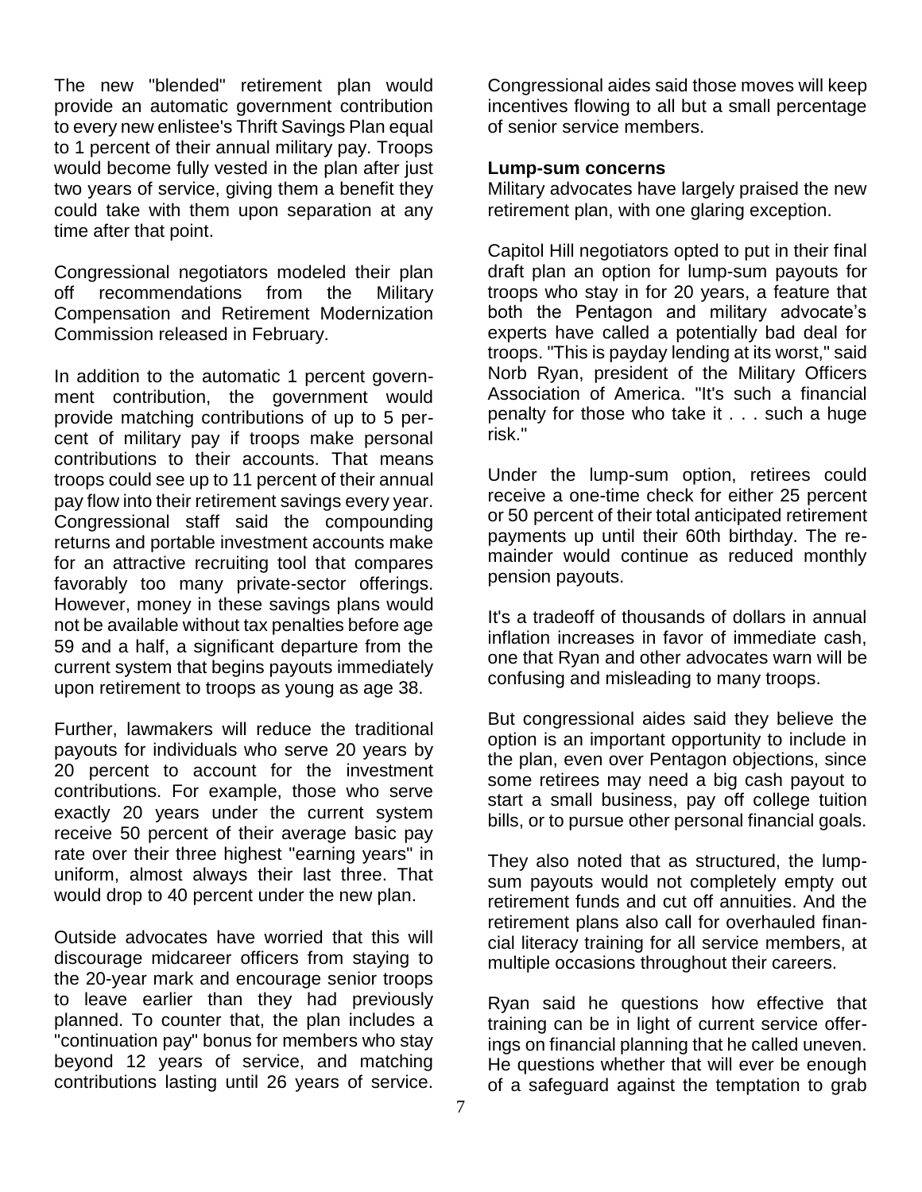The new "blended" retirement plan would provide an automatic government contribution to every new enlistee's Thrift Savings Plan equal to 1 percent of their annual military pay. Troops would become fully vested in the plan after just two years of service, giving them a benefit they could take with them upon separation at any time after that point.

Congressional negotiators modeled their plan off recommendations from the Military Compensation and Retirement Modernization Commission released in February.

In addition to the automatic 1 percent government contribution, the government would provide matching contributions of up to 5 percent of military pay if troops make personal contributions to their accounts. That means troops could see up to 11 percent of their annual pay flow into their retirement savings every year. Congressional staff said the compounding returns and portable investment accounts make for an attractive recruiting tool that compares favorably too many private-sector offerings. However, money in these savings plans would not be available without tax penalties before age 59 and a half, a significant departure from the current system that begins payouts immediately upon retirement to troops as young as age 38.

Further, lawmakers will reduce the traditional payouts for individuals who serve 20 years by 20 percent to account for the investment contributions. For example, those who serve exactly 20 years under the current system receive 50 percent of their average basic pay rate over their three highest "earning years" in uniform, almost always their last three. That would drop to 40 percent under the new plan.

Outside advocates have worried that this will discourage midcareer officers from staying to the 20-year mark and encourage senior troops to leave earlier than they had previously planned. To counter that, the plan includes a "continuation pay" bonus for members who stay beyond 12 years of service, and matching contributions lasting until 26 years of service. Congressional aides said those moves will keep incentives flowing to all but a small percentage of senior service members.

**Lump-sum concerns**

Military advocates have largely praised the new retirement plan, with one glaring exception.

Capitol Hill negotiators opted to put in their final draft plan an option for lump-sum payouts for troops who stay in for 20 years, a feature that both the Pentagon and military advocate's experts have called a potentially bad deal for troops. "This is payday lending at its worst," said Norb Ryan, president of the Military Officers Association of America. "It's such a financial penalty for those who take it . . . such a huge risk."

Under the lump-sum option, retirees could receive a one-time check for either 25 percent or 50 percent of their total anticipated retirement payments up until their 60th birthday. The remainder would continue as reduced monthly pension payouts.

It's a tradeoff of thousands of dollars in annual inflation increases in favor of immediate cash, one that Ryan and other advocates warn will be confusing and misleading to many troops.

But congressional aides said they believe the option is an important opportunity to include in the plan, even over Pentagon objections, since some retirees may need a big cash payout to start a small business, pay off college tuition bills, or to pursue other personal financial goals.

They also noted that as structured, the lump-sum payouts would not completely empty out retirement funds and cut off annuities. And the retirement plans also call for overhauled financial literacy training for all service members, at multiple occasions throughout their careers.

Ryan said he questions how effective that training can be in light of current service offerings on financial planning that he called uneven. He questions whether that will ever be enough of a safeguard against the temptation to grab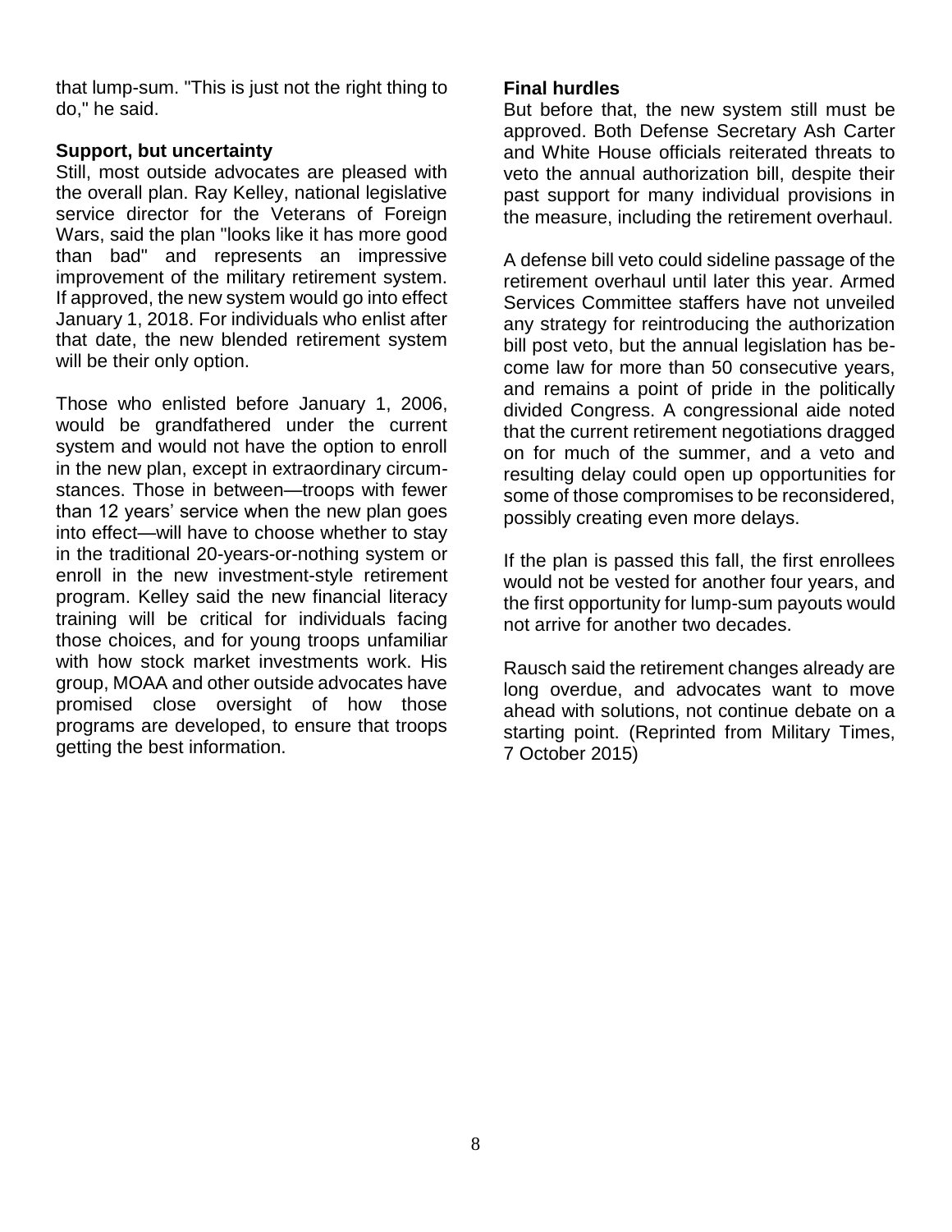that lump-sum. "This is just not the right thing to do," he said.

**Support, but uncertainty**

Still, most outside advocates are pleased with the overall plan. Ray Kelley, national legislative service director for the Veterans of Foreign Wars, said the plan "looks like it has more good than bad" and represents an impressive improvement of the military retirement system. If approved, the new system would go into effect January 1, 2018. For individuals who enlist after that date, the new blended retirement system will be their only option.

Those who enlisted before January 1, 2006, would be grandfathered under the current system and would not have the option to enroll in the new plan, except in extraordinary circumstances. Those in between—troops with fewer than 12 years' service when the new plan goes into effect—will have to choose whether to stay in the traditional 20-years-or-nothing system or enroll in the new investment-style retirement program. Kelley said the new financial literacy training will be critical for individuals facing those choices, and for young troops unfamiliar with how stock market investments work. His group, MOAA and other outside advocates have promised close oversight of how those programs are developed, to ensure that troops getting the best information.

**Final hurdles**

But before that, the new system still must be approved. Both Defense Secretary Ash Carter and White House officials reiterated threats to veto the annual authorization bill, despite their past support for many individual provisions in the measure, including the retirement overhaul.

A defense bill veto could sideline passage of the retirement overhaul until later this year. Armed Services Committee staffers have not unveiled any strategy for reintroducing the authorization bill post veto, but the annual legislation has become law for more than 50 consecutive years, and remains a point of pride in the politically divided Congress. A congressional aide noted that the current retirement negotiations dragged on for much of the summer, and a veto and resulting delay could open up opportunities for some of those compromises to be reconsidered, possibly creating even more delays.

If the plan is passed this fall, the first enrollees would not be vested for another four years, and the first opportunity for lump-sum payouts would not arrive for another two decades.

Rausch said the retirement changes already are long overdue, and advocates want to move ahead with solutions, not continue debate on a starting point. (Reprinted from Military Times, 7 October 2015)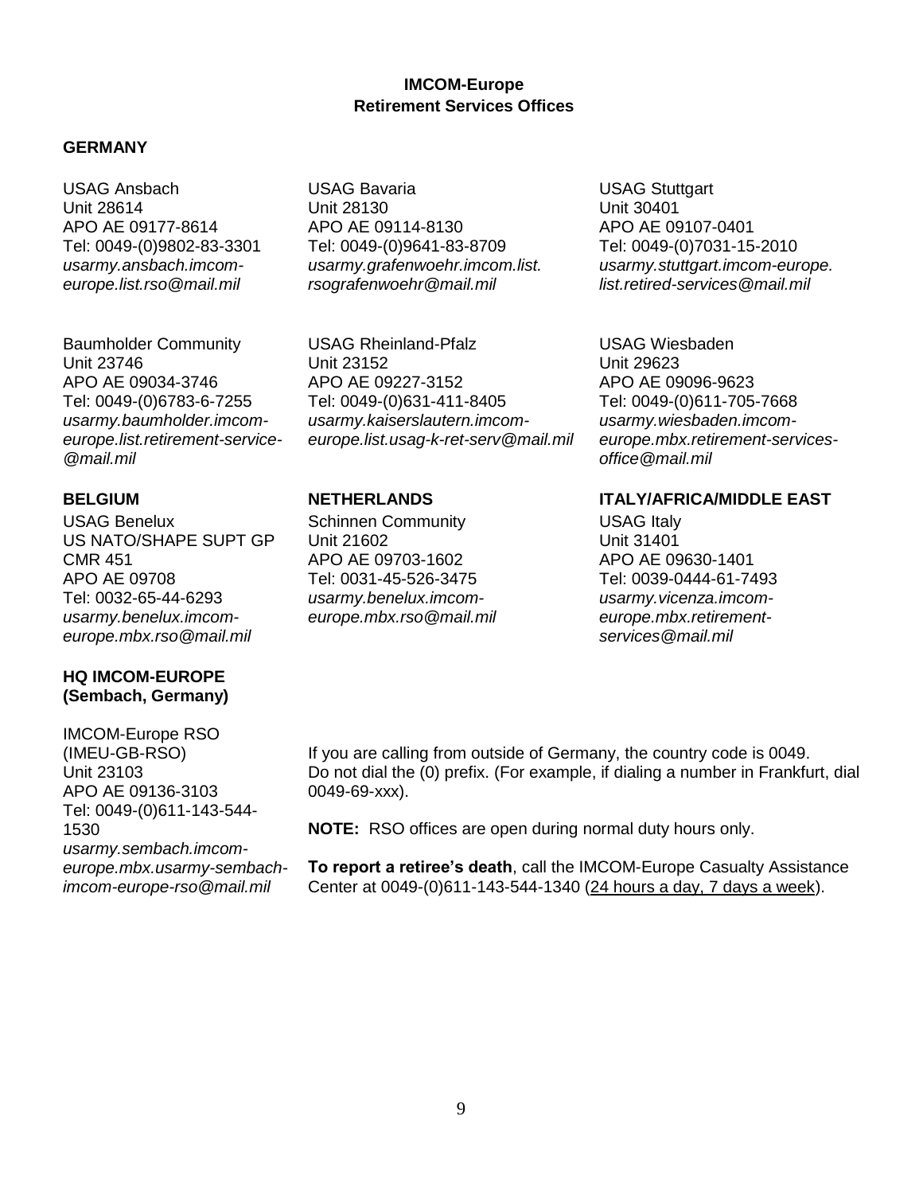**IMCOM-Europe**
**Retirement Services Offices**

**GERMANY**

USAG Ansbach
Unit 28614
APO AE 09177-8614
Tel: 0049-(0)9802-83-3301
*usarmy.ansbach.imcom-europe.list.rso@mail.mil*

Baumholder Community
Unit 23746
APO AE 09034-3746
Tel: 0049-(0)6783-6-7255
*usarmy.baumholder.imcom-europe.list.retirement-service-@mail.mil*

USAG Bavaria
Unit 28130
APO AE 09114-8130
Tel: 0049-(0)9641-83-8709
*usarmy.grafenwoehr.imcom.list.rsografenwoehr@mail.mil*

USAG Rheinland-Pfalz
Unit 23152
APO AE 09227-3152
Tel: 0049-(0)631-411-8405
*usarmy.kaiserslautern.imcom-europe.list.usag-k-ret-serv@mail.mil*

USAG Stuttgart
Unit 30401
APO AE 09107-0401
Tel: 0049-(0)7031-15-2010
*usarmy.stuttgart.imcom-europe.list.retired-services@mail.mil*

USAG Wiesbaden
Unit 29623
APO AE 09096-9623
Tel: 0049-(0)611-705-7668
*usarmy.wiesbaden.imcom-europe.mbx.retirement-services-office@mail.mil*

**BELGIUM**

USAG Benelux
US NATO/SHAPE SUPT GP
CMR 451
APO AE 09708
Tel: 0032-65-44-6293
*usarmy.benelux.imcom-europe.mbx.rso@mail.mil*

**NETHERLANDS**

Schinnen Community
Unit 21602
APO AE 09703-1602
Tel: 0031-45-526-3475
*usarmy.benelux.imcom-europe.mbx.rso@mail.mil*

**ITALY/AFRICA/MIDDLE EAST**

USAG Italy
Unit 31401
APO AE 09630-1401
Tel: 0039-0444-61-7493
*usarmy.vicenza.imcom-europe.mbx.retirement-services@mail.mil*

**HQ IMCOM-EUROPE**
**(Sembach, Germany)**

IMCOM-Europe RSO
(IMEU-GB-RSO)
Unit 23103
APO AE 09136-3103
Tel: 0049-(0)611-143-544-1530
*usarmy.sembach.imcom-europe.mbx.usarmy-sembach-imcom-europe-rso@mail.mil*

If you are calling from outside of Germany, the country code is 0049. Do not dial the (0) prefix. (For example, if dialing a number in Frankfurt, dial 0049-69-xxx).

**NOTE:** RSO offices are open during normal duty hours only.

**To report a retiree's death**, call the IMCOM-Europe Casualty Assistance Center at 0049-(0)611-143-544-1340 (24 hours a day, 7 days a week).